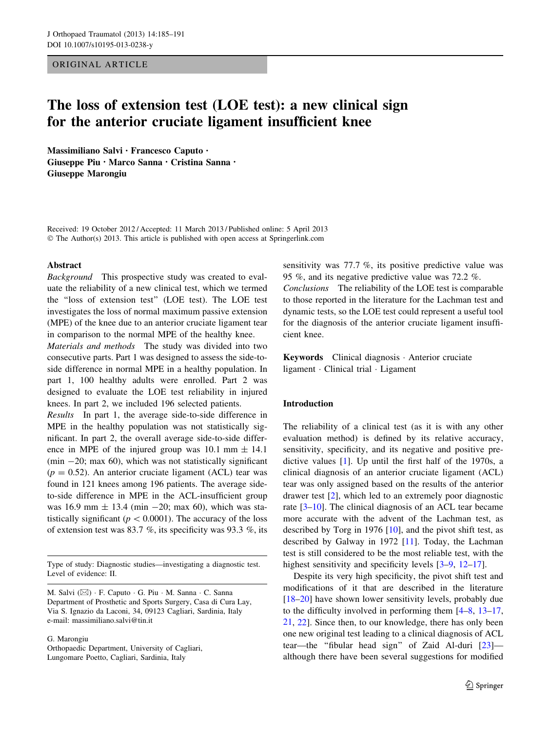ORIGINAL ARTICLE

# The loss of extension test (LOE test): a new clinical sign for the anterior cruciate ligament insufficient knee

**Massimiliano Salvi · Francesco Caputo · Giuseppe Piu · Marco Sanna · Cristina Sanna · Giuseppe Marongiu**

Received: 19 October 2012 / Accepted: 11 March 2013 / Published online: 5 April 2013
© The Author(s) 2013. This article is published with open access at Springerlink.com

## Abstract

*Background* This prospective study was created to evaluate the reliability of a new clinical test, which we termed the "loss of extension test" (LOE test). The LOE test investigates the loss of normal maximum passive extension (MPE) of the knee due to an anterior cruciate ligament tear in comparison to the normal MPE of the healthy knee.

*Materials and methods* The study was divided into two consecutive parts. Part 1 was designed to assess the side-to-side difference in normal MPE in a healthy population. In part 1, 100 healthy adults were enrolled. Part 2 was designed to evaluate the LOE test reliability in injured knees. In part 2, we included 196 selected patients.

*Results* In part 1, the average side-to-side difference in MPE in the healthy population was not statistically significant. In part 2, the overall average side-to-side difference in MPE of the injured group was 10.1 mm $\pm$ 14.1 (min −20; max 60), which was not statistically significant ($p = 0.52$). An anterior cruciate ligament (ACL) tear was found in 121 knees among 196 patients. The average side-to-side difference in MPE in the ACL-insufficient group was 16.9 mm $\pm$ 13.4 (min −20; max 60), which was statistically significant ($p < 0.0001$). The accuracy of the loss of extension test was 83.7 %, its specificity was 93.3 %, its sensitivity was 77.7 %, its positive predictive value was 95 %, and its negative predictive value was 72.2 %.

*Conclusions* The reliability of the LOE test is comparable to those reported in the literature for the Lachman test and dynamic tests, so the LOE test could represent a useful tool for the diagnosis of the anterior cruciate ligament insufficient knee.

**Keywords** Clinical diagnosis · Anterior cruciate ligament · Clinical trial · Ligament

Type of study: Diagnostic studies—investigating a diagnostic test. Level of evidence: II.

M. Salvi (✉) · F. Caputo · G. Piu · M. Sanna · C. Sanna
Department of Prosthetic and Sports Surgery, Casa di Cura Lay, Via S. Ignazio da Laconi, 34, 09123 Cagliari, Sardinia, Italy
e-mail: massimiliano.salvi@tin.it

G. Marongiu
Orthopaedic Department, University of Cagliari, Lungomare Poetto, Cagliari, Sardinia, Italy

## Introduction

The reliability of a clinical test (as it is with any other evaluation method) is defined by its relative accuracy, sensitivity, specificity, and its negative and positive predictive values [1]. Up until the first half of the 1970s, a clinical diagnosis of an anterior cruciate ligament (ACL) tear was only assigned based on the results of the anterior drawer test [2], which led to an extremely poor diagnostic rate [3–10]. The clinical diagnosis of an ACL tear became more accurate with the advent of the Lachman test, as described by Torg in 1976 [10], and the pivot shift test, as described by Galway in 1972 [11]. Today, the Lachman test is still considered to be the most reliable test, with the highest sensitivity and specificity levels [3–9, 12–17].

Despite its very high specificity, the pivot shift test and modifications of it that are described in the literature [18–20] have shown lower sensitivity levels, probably due to the difficulty involved in performing them [4–8, 13–17, 21, 22]. Since then, to our knowledge, there has only been one new original test leading to a clinical diagnosis of ACL tear—the "fibular head sign" of Zaid Al-duri [23]—although there have been several suggestions for modified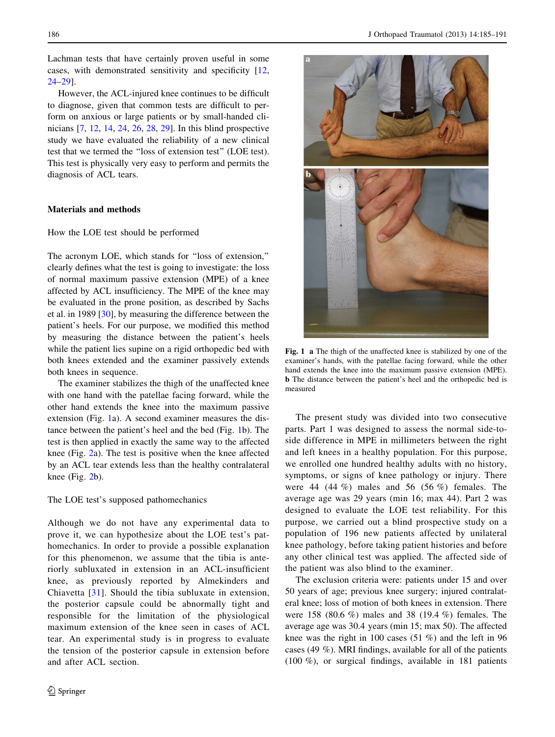Lachman tests that have certainly proven useful in some cases, with demonstrated sensitivity and specificity [12, 24–29].

However, the ACL-injured knee continues to be difficult to diagnose, given that common tests are difficult to perform on anxious or large patients or by small-handed clinicians [7, 12, 14, 24, 26, 28, 29]. In this blind prospective study we have evaluated the reliability of a new clinical test that we termed the "loss of extension test" (LOE test). This test is physically very easy to perform and permits the diagnosis of ACL tears.

## Materials and methods

### How the LOE test should be performed

The acronym LOE, which stands for "loss of extension," clearly defines what the test is going to investigate: the loss of normal maximum passive extension (MPE) of a knee affected by ACL insufficiency. The MPE of the knee may be evaluated in the prone position, as described by Sachs et al. in 1989 [30], by measuring the difference between the patient's heels. For our purpose, we modified this method by measuring the distance between the patient's heels while the patient lies supine on a rigid orthopedic bed with both knees extended and the examiner passively extends both knees in sequence.

The examiner stabilizes the thigh of the unaffected knee with one hand with the patellae facing forward, while the other hand extends the knee into the maximum passive extension (Fig. 1a). A second examiner measures the distance between the patient's heel and the bed (Fig. 1b). The test is then applied in exactly the same way to the affected knee (Fig. 2a). The test is positive when the knee affected by an ACL tear extends less than the healthy contralateral knee (Fig. 2b).

### The LOE test's supposed pathomechanics

Although we do not have any experimental data to prove it, we can hypothesize about the LOE test's pathomechanics. In order to provide a possible explanation for this phenomenon, we assume that the tibia is anteriorly subluxated in extension in an ACL-insufficient knee, as previously reported by Almekinders and Chiavetta [31]. Should the tibia subluxate in extension, the posterior capsule could be abnormally tight and responsible for the limitation of the physiological maximum extension of the knee seen in cases of ACL tear. An experimental study is in progress to evaluate the tension of the posterior capsule in extension before and after ACL section.

**Fig. 1** **a** The thigh of the unaffected knee is stabilized by one of the examiner's hands, with the patellae facing forward, while the other hand extends the knee into the maximum passive extension (MPE). **b** The distance between the patient's heel and the orthopedic bed is measured

The present study was divided into two consecutive parts. Part 1 was designed to assess the normal side-to-side difference in MPE in millimeters between the right and left knees in a healthy population. For this purpose, we enrolled one hundred healthy adults with no history, symptoms, or signs of knee pathology or injury. There were 44 (44 %) males and 56 (56 %) females. The average age was 29 years (min 16; max 44). Part 2 was designed to evaluate the LOE test reliability. For this purpose, we carried out a blind prospective study on a population of 196 new patients affected by unilateral knee pathology, before taking patient histories and before any other clinical test was applied. The affected side of the patient was also blind to the examiner.

The exclusion criteria were: patients under 15 and over 50 years of age; previous knee surgery; injured contralateral knee; loss of motion of both knees in extension. There were 158 (80.6 %) males and 38 (19.4 %) females. The average age was 30.4 years (min 15; max 50). The affected knee was the right in 100 cases (51 %) and the left in 96 cases (49 %). MRI findings, available for all of the patients (100 %), or surgical findings, available in 181 patients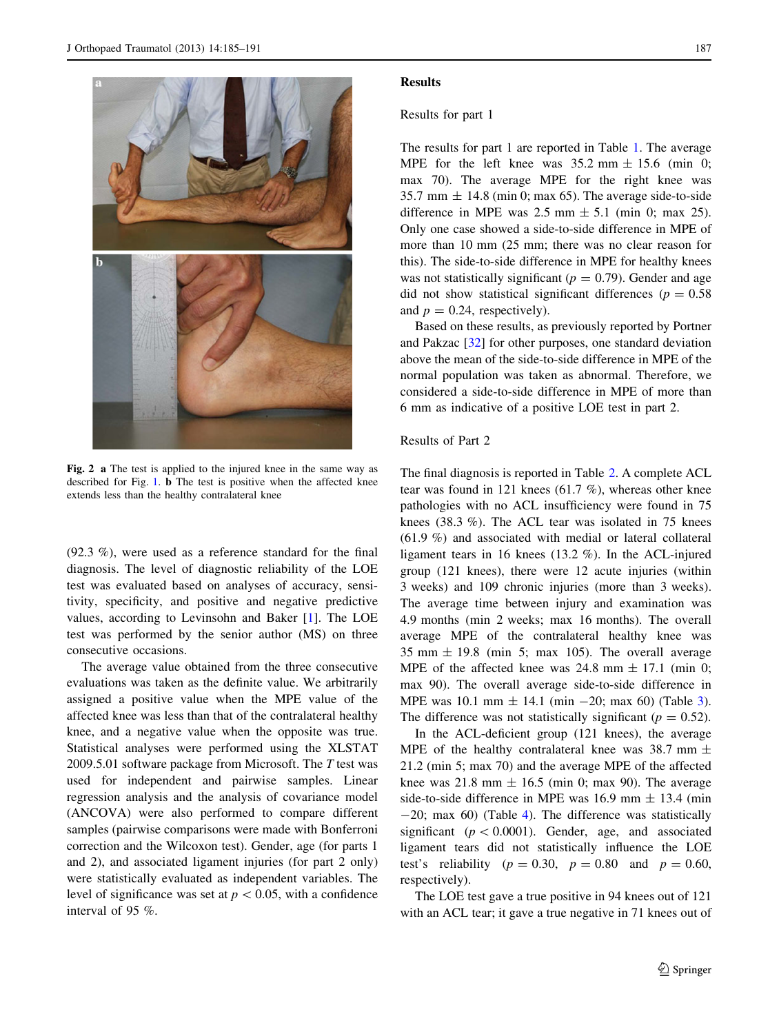Fig. 2 **a** The test is applied to the injured knee in the same way as described for Fig. 1. **b** The test is positive when the affected knee extends less than the healthy contralateral knee

(92.3 %), were used as a reference standard for the final diagnosis. The level of diagnostic reliability of the LOE test was evaluated based on analyses of accuracy, sensitivity, specificity, and positive and negative predictive values, according to Levinsohn and Baker [1]. The LOE test was performed by the senior author (MS) on three consecutive occasions.

The average value obtained from the three consecutive evaluations was taken as the definite value. We arbitrarily assigned a positive value when the MPE value of the affected knee was less than that of the contralateral healthy knee, and a negative value when the opposite was true. Statistical analyses were performed using the XLSTAT 2009.5.01 software package from Microsoft. The *T* test was used for independent and pairwise samples. Linear regression analysis and the analysis of covariance model (ANCOVA) were also performed to compare different samples (pairwise comparisons were made with Bonferroni correction and the Wilcoxon test). Gender, age (for parts 1 and 2), and associated ligament injuries (for part 2 only) were statistically evaluated as independent variables. The level of significance was set at $p < 0.05$, with a confidence interval of 95 %.

## Results

### Results for part 1

The results for part 1 are reported in Table 1. The average MPE for the left knee was 35.2 mm ± 15.6 (min 0; max 70). The average MPE for the right knee was 35.7 mm ± 14.8 (min 0; max 65). The average side-to-side difference in MPE was 2.5 mm ± 5.1 (min 0; max 25). Only one case showed a side-to-side difference in MPE of more than 10 mm (25 mm; there was no clear reason for this). The side-to-side difference in MPE for healthy knees was not statistically significant ($p = 0.79$). Gender and age did not show statistical significant differences ($p = 0.58$ and $p = 0.24$, respectively).

Based on these results, as previously reported by Portner and Pakzac [32] for other purposes, one standard deviation above the mean of the side-to-side difference in MPE of the normal population was taken as abnormal. Therefore, we considered a side-to-side difference in MPE of more than 6 mm as indicative of a positive LOE test in part 2.

### Results of Part 2

The final diagnosis is reported in Table 2. A complete ACL tear was found in 121 knees (61.7 %), whereas other knee pathologies with no ACL insufficiency were found in 75 knees (38.3 %). The ACL tear was isolated in 75 knees (61.9 %) and associated with medial or lateral collateral ligament tears in 16 knees (13.2 %). In the ACL-injured group (121 knees), there were 12 acute injuries (within 3 weeks) and 109 chronic injuries (more than 3 weeks). The average time between injury and examination was 4.9 months (min 2 weeks; max 16 months). The overall average MPE of the contralateral healthy knee was 35 mm ± 19.8 (min 5; max 105). The overall average MPE of the affected knee was 24.8 mm ± 17.1 (min 0; max 90). The overall average side-to-side difference in MPE was 10.1 mm ± 14.1 (min −20; max 60) (Table 3). The difference was not statistically significant ($p = 0.52$).

In the ACL-deficient group (121 knees), the average MPE of the healthy contralateral knee was 38.7 mm ± 21.2 (min 5; max 70) and the average MPE of the affected knee was 21.8 mm ± 16.5 (min 0; max 90). The average side-to-side difference in MPE was 16.9 mm ± 13.4 (min −20; max 60) (Table 4). The difference was statistically significant ($p < 0.0001$). Gender, age, and associated ligament tears did not statistically influence the LOE test's reliability ($p = 0.30$, $p = 0.80$ and $p = 0.60$, respectively).

The LOE test gave a true positive in 94 knees out of 121 with an ACL tear; it gave a true negative in 71 knees out of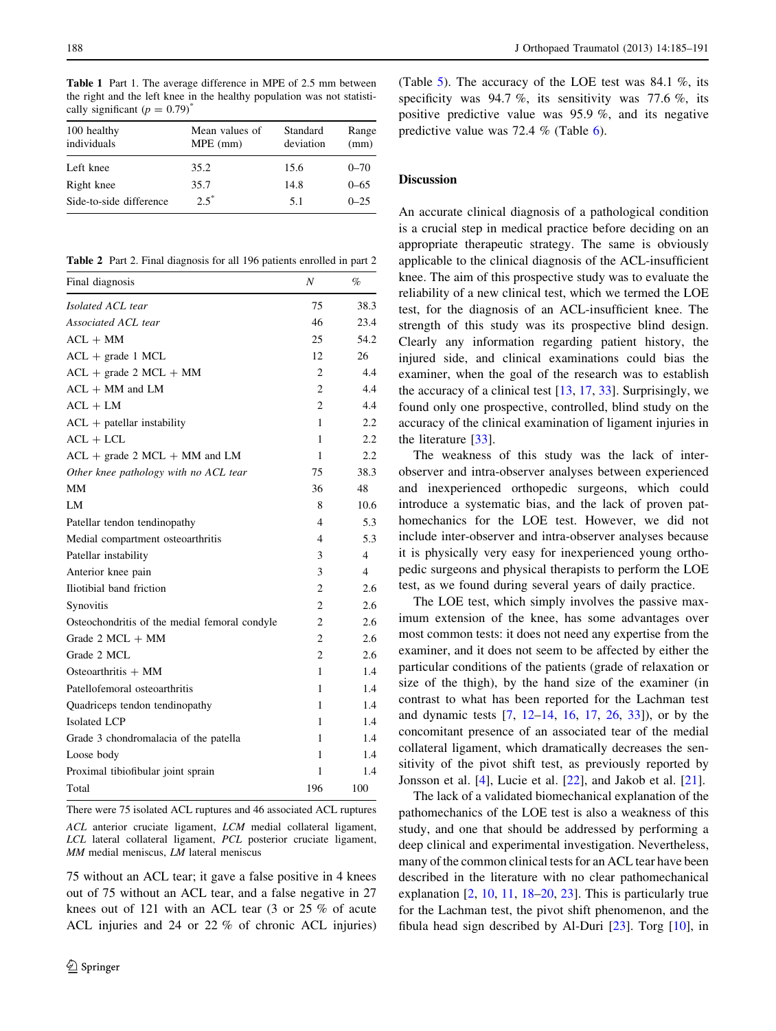**Table 1** Part 1. The average difference in MPE of 2.5 mm between the right and the left knee in the healthy population was not statistically significant ($p = 0.79$)*

| 100 healthy individuals | Mean values of MPE (mm) | Standard deviation | Range (mm) |
|---|---|---|---|
| Left knee | 35.2 | 15.6 | 0–70 |
| Right knee | 35.7 | 14.8 | 0–65 |
| Side-to-side difference | 2.5* | 5.1 | 0–25 |

**Table 2** Part 2. Final diagnosis for all 196 patients enrolled in part 2

| Final diagnosis | N | % |
|---|---|---|
| *Isolated ACL tear* | 75 | 38.3 |
| *Associated ACL tear* | 46 | 23.4 |
| ACL + MM | 25 | 54.2 |
| ACL + grade 1 MCL | 12 | 26 |
| ACL + grade 2 MCL + MM | 2 | 4.4 |
| ACL + MM and LM | 2 | 4.4 |
| ACL + LM | 2 | 4.4 |
| ACL + patellar instability | 1 | 2.2 |
| ACL + LCL | 1 | 2.2 |
| ACL + grade 2 MCL + MM and LM | 1 | 2.2 |
| *Other knee pathology with no ACL tear* | 75 | 38.3 |
| MM | 36 | 48 |
| LM | 8 | 10.6 |
| Patellar tendon tendinopathy | 4 | 5.3 |
| Medial compartment osteoarthritis | 4 | 5.3 |
| Patellar instability | 3 | 4 |
| Anterior knee pain | 3 | 4 |
| Iliotibial band friction | 2 | 2.6 |
| Synovitis | 2 | 2.6 |
| Osteochondritis of the medial femoral condyle | 2 | 2.6 |
| Grade 2 MCL + MM | 2 | 2.6 |
| Grade 2 MCL | 2 | 2.6 |
| Osteoarthritis + MM | 1 | 1.4 |
| Patellofemoral osteoarthritis | 1 | 1.4 |
| Quadriceps tendon tendinopathy | 1 | 1.4 |
| Isolated LCP | 1 | 1.4 |
| Grade 3 chondromalacia of the patella | 1 | 1.4 |
| Loose body | 1 | 1.4 |
| Proximal tibiofibular joint sprain | 1 | 1.4 |
| Total | 196 | 100 |

There were 75 isolated ACL ruptures and 46 associated ACL ruptures

*ACL* anterior cruciate ligament, *LCM* medial collateral ligament, *LCL* lateral collateral ligament, *PCL* posterior cruciate ligament, *MM* medial meniscus, *LM* lateral meniscus

75 without an ACL tear; it gave a false positive in 4 knees out of 75 without an ACL tear, and a false negative in 27 knees out of 121 with an ACL tear (3 or 25 % of acute ACL injuries and 24 or 22 % of chronic ACL injuries) (Table 5). The accuracy of the LOE test was 84.1 %, its specificity was 94.7 %, its sensitivity was 77.6 %, its positive predictive value was 95.9 %, and its negative predictive value was 72.4 % (Table 6).

## Discussion

An accurate clinical diagnosis of a pathological condition is a crucial step in medical practice before deciding on an appropriate therapeutic strategy. The same is obviously applicable to the clinical diagnosis of the ACL-insufficient knee. The aim of this prospective study was to evaluate the reliability of a new clinical test, which we termed the LOE test, for the diagnosis of an ACL-insufficient knee. The strength of this study was its prospective blind design. Clearly any information regarding patient history, the injured side, and clinical examinations could bias the examiner, when the goal of the research was to establish the accuracy of a clinical test [13, 17, 33]. Surprisingly, we found only one prospective, controlled, blind study on the accuracy of the clinical examination of ligament injuries in the literature [33].

The weakness of this study was the lack of inter-observer and intra-observer analyses between experienced and inexperienced orthopedic surgeons, which could introduce a systematic bias, and the lack of proven pathomechanics for the LOE test. However, we did not include inter-observer and intra-observer analyses because it is physically very easy for inexperienced young orthopedic surgeons and physical therapists to perform the LOE test, as we found during several years of daily practice.

The LOE test, which simply involves the passive maximum extension of the knee, has some advantages over most common tests: it does not need any expertise from the examiner, and it does not seem to be affected by either the particular conditions of the patients (grade of relaxation or size of the thigh), by the hand size of the examiner (in contrast to what has been reported for the Lachman test and dynamic tests [7, 12–14, 16, 17, 26, 33]), or by the concomitant presence of an associated tear of the medial collateral ligament, which dramatically decreases the sensitivity of the pivot shift test, as previously reported by Jonsson et al. [4], Lucie et al. [22], and Jakob et al. [21].

The lack of a validated biomechanical explanation of the pathomechanics of the LOE test is also a weakness of this study, and one that should be addressed by performing a deep clinical and experimental investigation. Nevertheless, many of the common clinical tests for an ACL tear have been described in the literature with no clear pathomechanical explanation [2, 10, 11, 18–20, 23]. This is particularly true for the Lachman test, the pivot shift phenomenon, and the fibula head sign described by Al-Duri [23]. Torg [10], in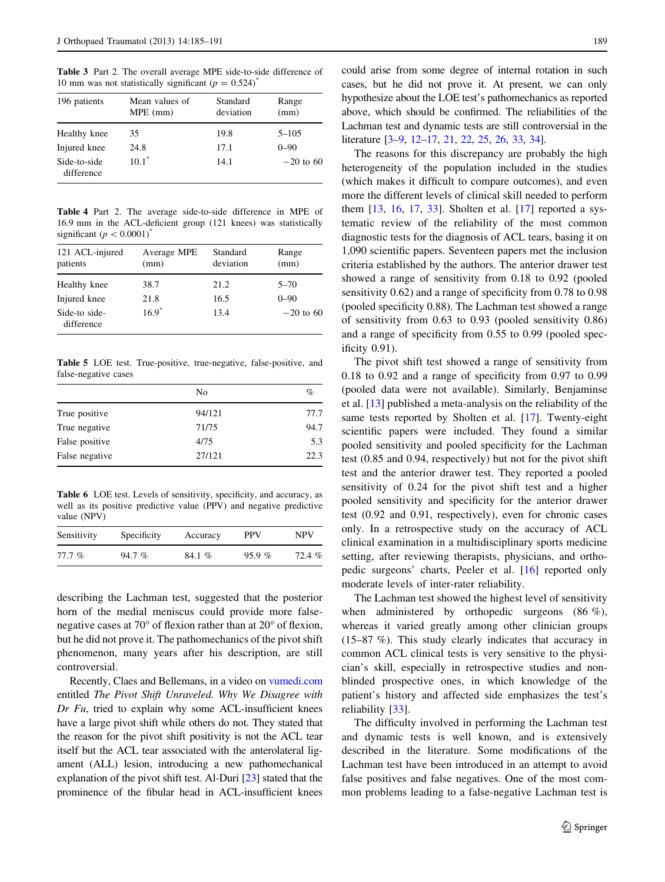Table 3 Part 2. The overall average MPE side-to-side difference of 10 mm was not statistically significant ($p = 0.524$)*

| 196 patients | Mean values of MPE (mm) | Standard deviation | Range (mm) |
|---|---|---|---|
| Healthy knee | 35 | 19.8 | 5–105 |
| Injured knee | 24.8 | 17.1 | 0–90 |
| Side-to-side difference | 10.1* | 14.1 | −20 to 60 |

Table 4 Part 2. The average side-to-side difference in MPE of 16.9 mm in the ACL-deficient group (121 knees) was statistically significant ($p < 0.0001$)*

| 121 ACL-injured patients | Average MPE (mm) | Standard deviation | Range (mm) |
|---|---|---|---|
| Healthy knee | 38.7 | 21.2 | 5–70 |
| Injured knee | 21.8 | 16.5 | 0–90 |
| Side-to side-difference | 16.9* | 13.4 | −20 to 60 |

Table 5 LOE test. True-positive, true-negative, false-positive, and false-negative cases

| | No | % |
|---|---|---|
| True positive | 94/121 | 77.7 |
| True negative | 71/75 | 94.7 |
| False positive | 4/75 | 5.3 |
| False negative | 27/121 | 22.3 |

Table 6 LOE test. Levels of sensitivity, specificity, and accuracy, as well as its positive predictive value (PPV) and negative predictive value (NPV)

| Sensitivity | Specificity | Accuracy | PPV | NPV |
|---|---|---|---|---|
| 77.7 % | 94.7 % | 84.1 % | 95.9 % | 72.4 % |

describing the Lachman test, suggested that the posterior horn of the medial meniscus could provide more false-negative cases at 70° of flexion rather than at 20° of flexion, but he did not prove it. The pathomechanics of the pivot shift phenomenon, many years after his description, are still controversial.

Recently, Claes and Bellemans, in a video on vumedi.com entitled *The Pivot Shift Unraveled. Why We Disagree with Dr Fu*, tried to explain why some ACL-insufficient knees have a large pivot shift while others do not. They stated that the reason for the pivot shift positivity is not the ACL tear itself but the ACL tear associated with the anterolateral ligament (ALL) lesion, introducing a new pathomechanical explanation of the pivot shift test. Al-Duri [23] stated that the prominence of the fibular head in ACL-insufficient knees could arise from some degree of internal rotation in such cases, but he did not prove it. At present, we can only hypothesize about the LOE test's pathomechanics as reported above, which should be confirmed. The reliabilities of the Lachman test and dynamic tests are still controversial in the literature [3–9, 12–17, 21, 22, 25, 26, 33, 34].

The reasons for this discrepancy are probably the high heterogeneity of the population included in the studies (which makes it difficult to compare outcomes), and even more the different levels of clinical skill needed to perform them [13, 16, 17, 33]. Sholten et al. [17] reported a systematic review of the reliability of the most common diagnostic tests for the diagnosis of ACL tears, basing it on 1,090 scientific papers. Seventeen papers met the inclusion criteria established by the authors. The anterior drawer test showed a range of sensitivity from 0.18 to 0.92 (pooled sensitivity 0.62) and a range of specificity from 0.78 to 0.98 (pooled specificity 0.88). The Lachman test showed a range of sensitivity from 0.63 to 0.93 (pooled sensitivity 0.86) and a range of specificity from 0.55 to 0.99 (pooled specificity 0.91).

The pivot shift test showed a range of sensitivity from 0.18 to 0.92 and a range of specificity from 0.97 to 0.99 (pooled data were not available). Similarly, Benjaminse et al. [13] published a meta-analysis on the reliability of the same tests reported by Sholten et al. [17]. Twenty-eight scientific papers were included. They found a similar pooled sensitivity and pooled specificity for the Lachman test (0.85 and 0.94, respectively) but not for the pivot shift test and the anterior drawer test. They reported a pooled sensitivity of 0.24 for the pivot shift test and a higher pooled sensitivity and specificity for the anterior drawer test (0.92 and 0.91, respectively), even for chronic cases only. In a retrospective study on the accuracy of ACL clinical examination in a multidisciplinary sports medicine setting, after reviewing therapists, physicians, and orthopedic surgeons' charts, Peeler et al. [16] reported only moderate levels of inter-rater reliability.

The Lachman test showed the highest level of sensitivity when administered by orthopedic surgeons (86 %), whereas it varied greatly among other clinician groups (15–87 %). This study clearly indicates that accuracy in common ACL clinical tests is very sensitive to the physician's skill, especially in retrospective studies and non-blinded prospective ones, in which knowledge of the patient's history and affected side emphasizes the test's reliability [33].

The difficulty involved in performing the Lachman test and dynamic tests is well known, and is extensively described in the literature. Some modifications of the Lachman test have been introduced in an attempt to avoid false positives and false negatives. One of the most common problems leading to a false-negative Lachman test is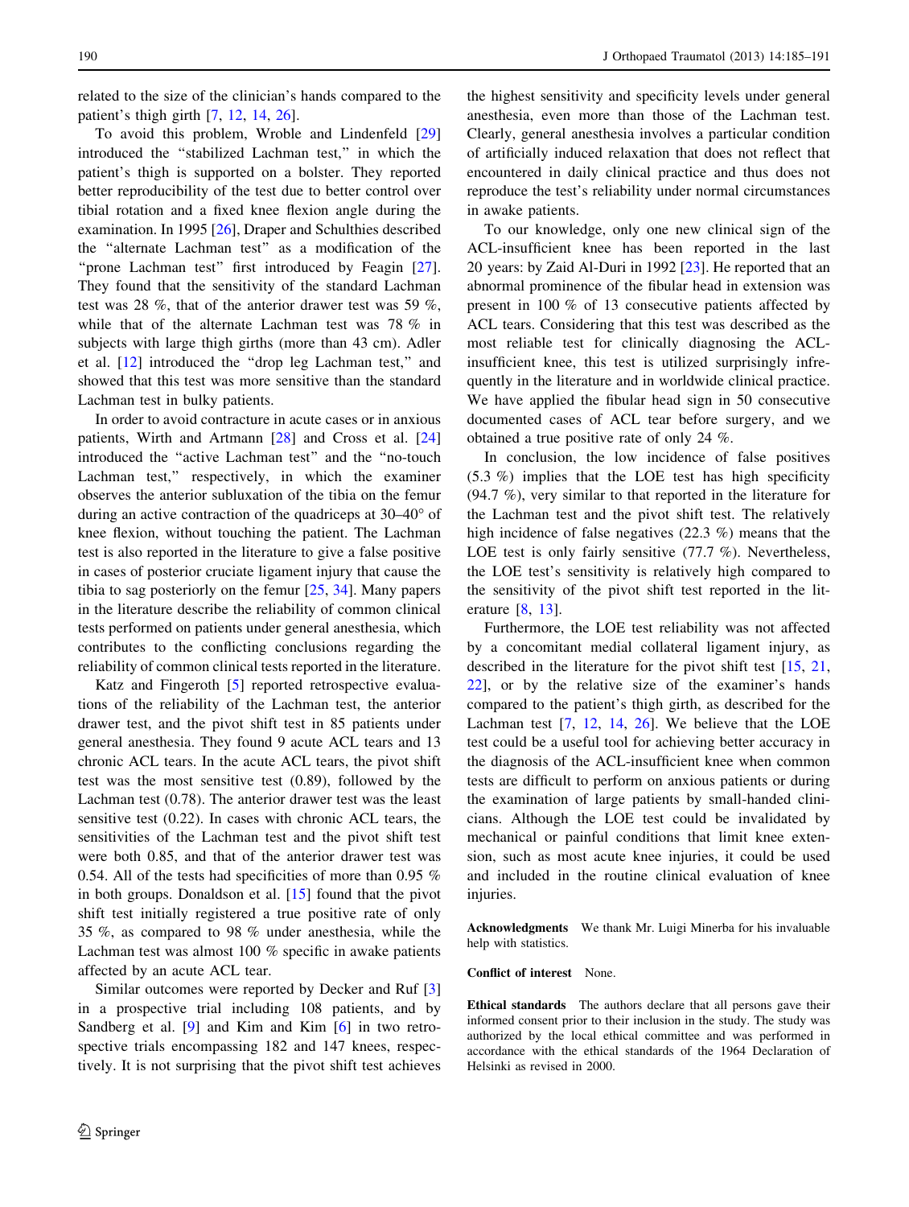related to the size of the clinician's hands compared to the patient's thigh girth [7, 12, 14, 26].

To avoid this problem, Wroble and Lindenfeld [29] introduced the "stabilized Lachman test," in which the patient's thigh is supported on a bolster. They reported better reproducibility of the test due to better control over tibial rotation and a fixed knee flexion angle during the examination. In 1995 [26], Draper and Schulthies described the "alternate Lachman test" as a modification of the "prone Lachman test" first introduced by Feagin [27]. They found that the sensitivity of the standard Lachman test was 28 %, that of the anterior drawer test was 59 %, while that of the alternate Lachman test was 78 % in subjects with large thigh girths (more than 43 cm). Adler et al. [12] introduced the "drop leg Lachman test," and showed that this test was more sensitive than the standard Lachman test in bulky patients.

In order to avoid contracture in acute cases or in anxious patients, Wirth and Artmann [28] and Cross et al. [24] introduced the "active Lachman test" and the "no-touch Lachman test," respectively, in which the examiner observes the anterior subluxation of the tibia on the femur during an active contraction of the quadriceps at 30–40° of knee flexion, without touching the patient. The Lachman test is also reported in the literature to give a false positive in cases of posterior cruciate ligament injury that cause the tibia to sag posteriorly on the femur [25, 34]. Many papers in the literature describe the reliability of common clinical tests performed on patients under general anesthesia, which contributes to the conflicting conclusions regarding the reliability of common clinical tests reported in the literature.

Katz and Fingeroth [5] reported retrospective evaluations of the reliability of the Lachman test, the anterior drawer test, and the pivot shift test in 85 patients under general anesthesia. They found 9 acute ACL tears and 13 chronic ACL tears. In the acute ACL tears, the pivot shift test was the most sensitive test (0.89), followed by the Lachman test (0.78). The anterior drawer test was the least sensitive test (0.22). In cases with chronic ACL tears, the sensitivities of the Lachman test and the pivot shift test were both 0.85, and that of the anterior drawer test was 0.54. All of the tests had specificities of more than 0.95 % in both groups. Donaldson et al. [15] found that the pivot shift test initially registered a true positive rate of only 35 %, as compared to 98 % under anesthesia, while the Lachman test was almost 100 % specific in awake patients affected by an acute ACL tear.

Similar outcomes were reported by Decker and Ruf [3] in a prospective trial including 108 patients, and by Sandberg et al. [9] and Kim and Kim [6] in two retrospective trials encompassing 182 and 147 knees, respectively. It is not surprising that the pivot shift test achieves the highest sensitivity and specificity levels under general anesthesia, even more than those of the Lachman test. Clearly, general anesthesia involves a particular condition of artificially induced relaxation that does not reflect that encountered in daily clinical practice and thus does not reproduce the test's reliability under normal circumstances in awake patients.

To our knowledge, only one new clinical sign of the ACL-insufficient knee has been reported in the last 20 years: by Zaid Al-Duri in 1992 [23]. He reported that an abnormal prominence of the fibular head in extension was present in 100 % of 13 consecutive patients affected by ACL tears. Considering that this test was described as the most reliable test for clinically diagnosing the ACL-insufficient knee, this test is utilized surprisingly infrequently in the literature and in worldwide clinical practice. We have applied the fibular head sign in 50 consecutive documented cases of ACL tear before surgery, and we obtained a true positive rate of only 24 %.

In conclusion, the low incidence of false positives (5.3 %) implies that the LOE test has high specificity (94.7 %), very similar to that reported in the literature for the Lachman test and the pivot shift test. The relatively high incidence of false negatives (22.3 %) means that the LOE test is only fairly sensitive (77.7 %). Nevertheless, the LOE test's sensitivity is relatively high compared to the sensitivity of the pivot shift test reported in the literature [8, 13].

Furthermore, the LOE test reliability was not affected by a concomitant medial collateral ligament injury, as described in the literature for the pivot shift test [15, 21, 22], or by the relative size of the examiner's hands compared to the patient's thigh girth, as described for the Lachman test [7, 12, 14, 26]. We believe that the LOE test could be a useful tool for achieving better accuracy in the diagnosis of the ACL-insufficient knee when common tests are difficult to perform on anxious patients or during the examination of large patients by small-handed clinicians. Although the LOE test could be invalidated by mechanical or painful conditions that limit knee extension, such as most acute knee injuries, it could be used and included in the routine clinical evaluation of knee injuries.

**Acknowledgments** We thank Mr. Luigi Minerba for his invaluable help with statistics.

**Conflict of interest** None.

**Ethical standards** The authors declare that all persons gave their informed consent prior to their inclusion in the study. The study was authorized by the local ethical committee and was performed in accordance with the ethical standards of the 1964 Declaration of Helsinki as revised in 2000.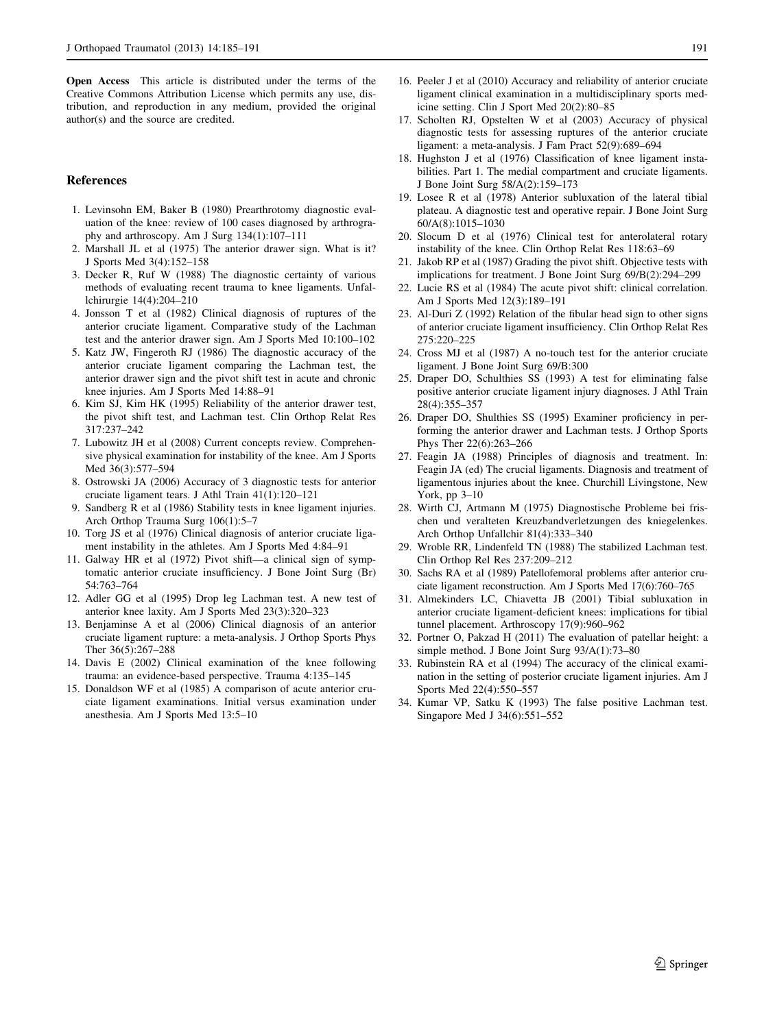**Open Access** This article is distributed under the terms of the Creative Commons Attribution License which permits any use, distribution, and reproduction in any medium, provided the original author(s) and the source are credited.

## References

1. Levinsohn EM, Baker B (1980) Prearthrotomy diagnostic evaluation of the knee: review of 100 cases diagnosed by arthrography and arthroscopy. Am J Surg 134(1):107–111
2. Marshall JL et al (1975) The anterior drawer sign. What is it? J Sports Med 3(4):152–158
3. Decker R, Ruf W (1988) The diagnostic certainty of various methods of evaluating recent trauma to knee ligaments. Unfallchirurgie 14(4):204–210
4. Jonsson T et al (1982) Clinical diagnosis of ruptures of the anterior cruciate ligament. Comparative study of the Lachman test and the anterior drawer sign. Am J Sports Med 10:100–102
5. Katz JW, Fingeroth RJ (1986) The diagnostic accuracy of the anterior cruciate ligament comparing the Lachman test, the anterior drawer sign and the pivot shift test in acute and chronic knee injuries. Am J Sports Med 14:88–91
6. Kim SJ, Kim HK (1995) Reliability of the anterior drawer test, the pivot shift test, and Lachman test. Clin Orthop Relat Res 317:237–242
7. Lubowitz JH et al (2008) Current concepts review. Comprehensive physical examination for instability of the knee. Am J Sports Med 36(3):577–594
8. Ostrowski JA (2006) Accuracy of 3 diagnostic tests for anterior cruciate ligament tears. J Athl Train 41(1):120–121
9. Sandberg R et al (1986) Stability tests in knee ligament injuries. Arch Orthop Trauma Surg 106(1):5–7
10. Torg JS et al (1976) Clinical diagnosis of anterior cruciate ligament instability in the athletes. Am J Sports Med 4:84–91
11. Galway HR et al (1972) Pivot shift—a clinical sign of symptomatic anterior cruciate insufficiency. J Bone Joint Surg (Br) 54:763–764
12. Adler GG et al (1995) Drop leg Lachman test. A new test of anterior knee laxity. Am J Sports Med 23(3):320–323
13. Benjaminse A et al (2006) Clinical diagnosis of an anterior cruciate ligament rupture: a meta-analysis. J Orthop Sports Phys Ther 36(5):267–288
14. Davis E (2002) Clinical examination of the knee following trauma: an evidence-based perspective. Trauma 4:135–145
15. Donaldson WF et al (1985) A comparison of acute anterior cruciate ligament examinations. Initial versus examination under anesthesia. Am J Sports Med 13:5–10
16. Peeler J et al (2010) Accuracy and reliability of anterior cruciate ligament clinical examination in a multidisciplinary sports medicine setting. Clin J Sport Med 20(2):80–85
17. Scholten RJ, Opstelten W et al (2003) Accuracy of physical diagnostic tests for assessing ruptures of the anterior cruciate ligament: a meta-analysis. J Fam Pract 52(9):689–694
18. Hughston J et al (1976) Classification of knee ligament instabilities. Part 1. The medial compartment and cruciate ligaments. J Bone Joint Surg 58/A(2):159–173
19. Losee R et al (1978) Anterior subluxation of the lateral tibial plateau. A diagnostic test and operative repair. J Bone Joint Surg 60/A(8):1015–1030
20. Slocum D et al (1976) Clinical test for anterolateral rotary instability of the knee. Clin Orthop Relat Res 118:63–69
21. Jakob RP et al (1987) Grading the pivot shift. Objective tests with implications for treatment. J Bone Joint Surg 69/B(2):294–299
22. Lucie RS et al (1984) The acute pivot shift: clinical correlation. Am J Sports Med 12(3):189–191
23. Al-Duri Z (1992) Relation of the fibular head sign to other signs of anterior cruciate ligament insufficiency. Clin Orthop Relat Res 275:220–225
24. Cross MJ et al (1987) A no-touch test for the anterior cruciate ligament. J Bone Joint Surg 69/B:300
25. Draper DO, Schulthies SS (1993) A test for eliminating false positive anterior cruciate ligament injury diagnoses. J Athl Train 28(4):355–357
26. Draper DO, Shulthies SS (1995) Examiner proficiency in performing the anterior drawer and Lachman tests. J Orthop Sports Phys Ther 22(6):263–266
27. Feagin JA (1988) Principles of diagnosis and treatment. In: Feagin JA (ed) The crucial ligaments. Diagnosis and treatment of ligamentous injuries about the knee. Churchill Livingstone, New York, pp 3–10
28. Wirth CJ, Artmann M (1975) Diagnostische Probleme bei frischen und veralteten Kreuzbandverletzungen des kniegelenkes. Arch Orthop Unfallchir 81(4):333–340
29. Wroble RR, Lindenfeld TN (1988) The stabilized Lachman test. Clin Orthop Rel Res 237:209–212
30. Sachs RA et al (1989) Patellofemoral problems after anterior cruciate ligament reconstruction. Am J Sports Med 17(6):760–765
31. Almekinders LC, Chiavetta JB (2001) Tibial subluxation in anterior cruciate ligament-deficient knees: implications for tibial tunnel placement. Arthroscopy 17(9):960–962
32. Portner O, Pakzad H (2011) The evaluation of patellar height: a simple method. J Bone Joint Surg 93/A(1):73–80
33. Rubinstein RA et al (1994) The accuracy of the clinical examination in the setting of posterior cruciate ligament injuries. Am J Sports Med 22(4):550–557
34. Kumar VP, Satku K (1993) The false positive Lachman test. Singapore Med J 34(6):551–552